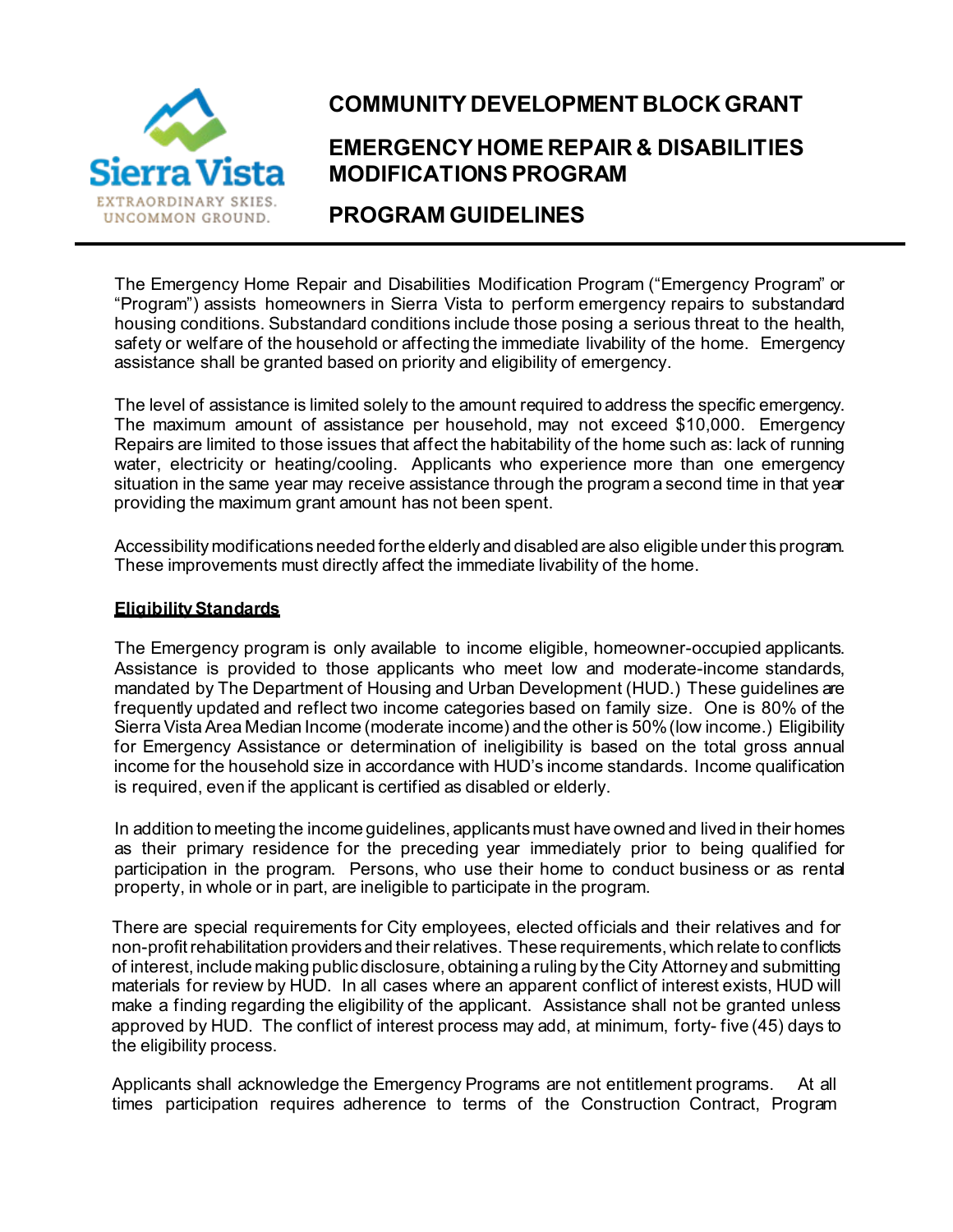# COMMUNITY DEVELOPMENT BLOCK GRANT

# EMERGENCY HOME REPAIR & DISABILITIES MODIFICATIONS PROGRAM

# PROGRAM GUIDELINES

The Emergency Home Repair and Disabilities Modification Program ("Emergency Program" or "Program") assists homeowners in Sierra Vista to perform emergency repairs to substandard housing conditions. Substandard conditions include those posing a serious threat to the health, safety or welfare of the household or affecting the immediate livability of the home. Emergency assistance shall be granted based on priority and eligibility of emergency.

The level of assistance is limited solely to the amount required to address the specific emergency. The maximum amount of assistance per household, may not exceed $10,000. Emergency Repairs are limited to those issues that affect the habitability of the home such as: lack of running water, electricity or heating/cooling. Applicants who experience more than one emergency situation in the same year may receive assistance through the program a second time in that year providing the maximum grant amount has not been spent.

Accessibility modifications needed for the elderly and disabled are also eligible under this program. These improvements must directly affect the immediate livability of the home.

## Eligibility Standards

The Emergency program is only available to income eligible, homeowner-occupied applicants. Assistance is provided to those applicants who meet low and moderate-income standards, mandated by The Department of Housing and Urban Development (HUD.) These guidelines are frequently updated and reflect two income categories based on family size. One is 80% of the Sierra Vista Area Median Income (moderate income) and the other is 50% (low income.) Eligibility for Emergency Assistance or determination of ineligibility is based on the total gross annual income for the household size in accordance with HUD's income standards. Income qualification is required, even if the applicant is certified as disabled or elderly.

In addition to meeting the income guidelines, applicants must have owned and lived in their homes as their primary residence for the preceding year immediately prior to being qualified for participation in the program. Persons, who use their home to conduct business or as rental property, in whole or in part, are ineligible to participate in the program.

There are special requirements for City employees, elected officials and their relatives and for non-profit rehabilitation providers and their relatives. These requirements, which relate to conflicts of interest, include making public disclosure, obtaining a ruling by the City Attorney and submitting materials for review by HUD. In all cases where an apparent conflict of interest exists, HUD will make a finding regarding the eligibility of the applicant. Assistance shall not be granted unless approved by HUD. The conflict of interest process may add, at minimum, forty- five (45) days to the eligibility process.

Applicants shall acknowledge the Emergency Programs are not entitlement programs. At all times participation requires adherence to terms of the Construction Contract, Program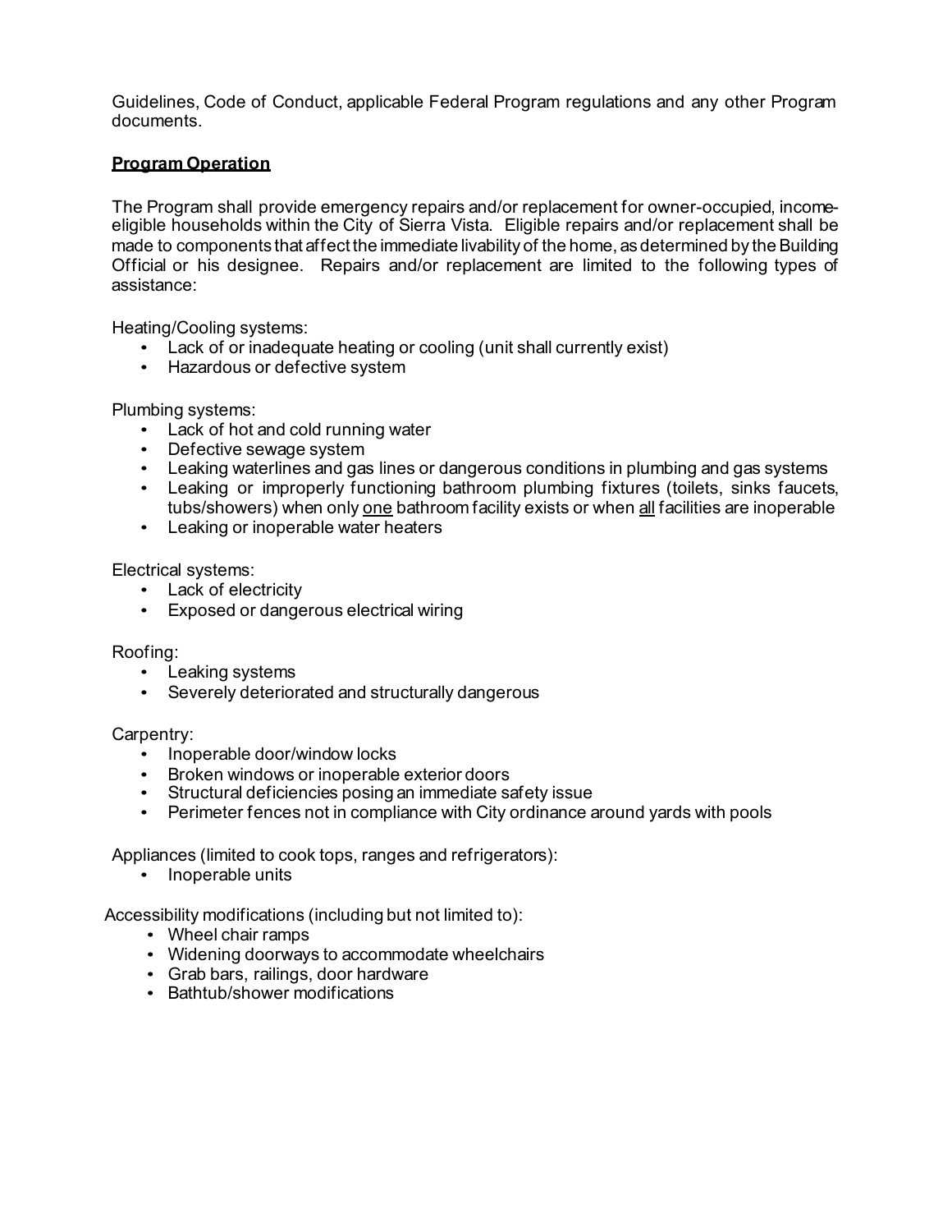Guidelines, Code of Conduct, applicable Federal Program regulations and any other Program documents.

**Program Operation**

The Program shall provide emergency repairs and/or replacement for owner-occupied, income-eligible households within the City of Sierra Vista. Eligible repairs and/or replacement shall be made to components that affect the immediate livability of the home, as determined by the Building Official or his designee. Repairs and/or replacement are limited to the following types of assistance:

Heating/Cooling systems:

- Lack of or inadequate heating or cooling (unit shall currently exist)
- Hazardous or defective system

Plumbing systems:

- Lack of hot and cold running water
- Defective sewage system
- Leaking waterlines and gas lines or dangerous conditions in plumbing and gas systems
- Leaking or improperly functioning bathroom plumbing fixtures (toilets, sinks faucets, tubs/showers) when only one bathroom facility exists or when all facilities are inoperable
- Leaking or inoperable water heaters

Electrical systems:

- Lack of electricity
- Exposed or dangerous electrical wiring

Roofing:

- Leaking systems
- Severely deteriorated and structurally dangerous

Carpentry:

- Inoperable door/window locks
- Broken windows or inoperable exterior doors
- Structural deficiencies posing an immediate safety issue
- Perimeter fences not in compliance with City ordinance around yards with pools

Appliances (limited to cook tops, ranges and refrigerators):

- Inoperable units

Accessibility modifications (including but not limited to):

- Wheel chair ramps
- Widening doorways to accommodate wheelchairs
- Grab bars, railings, door hardware
- Bathtub/shower modifications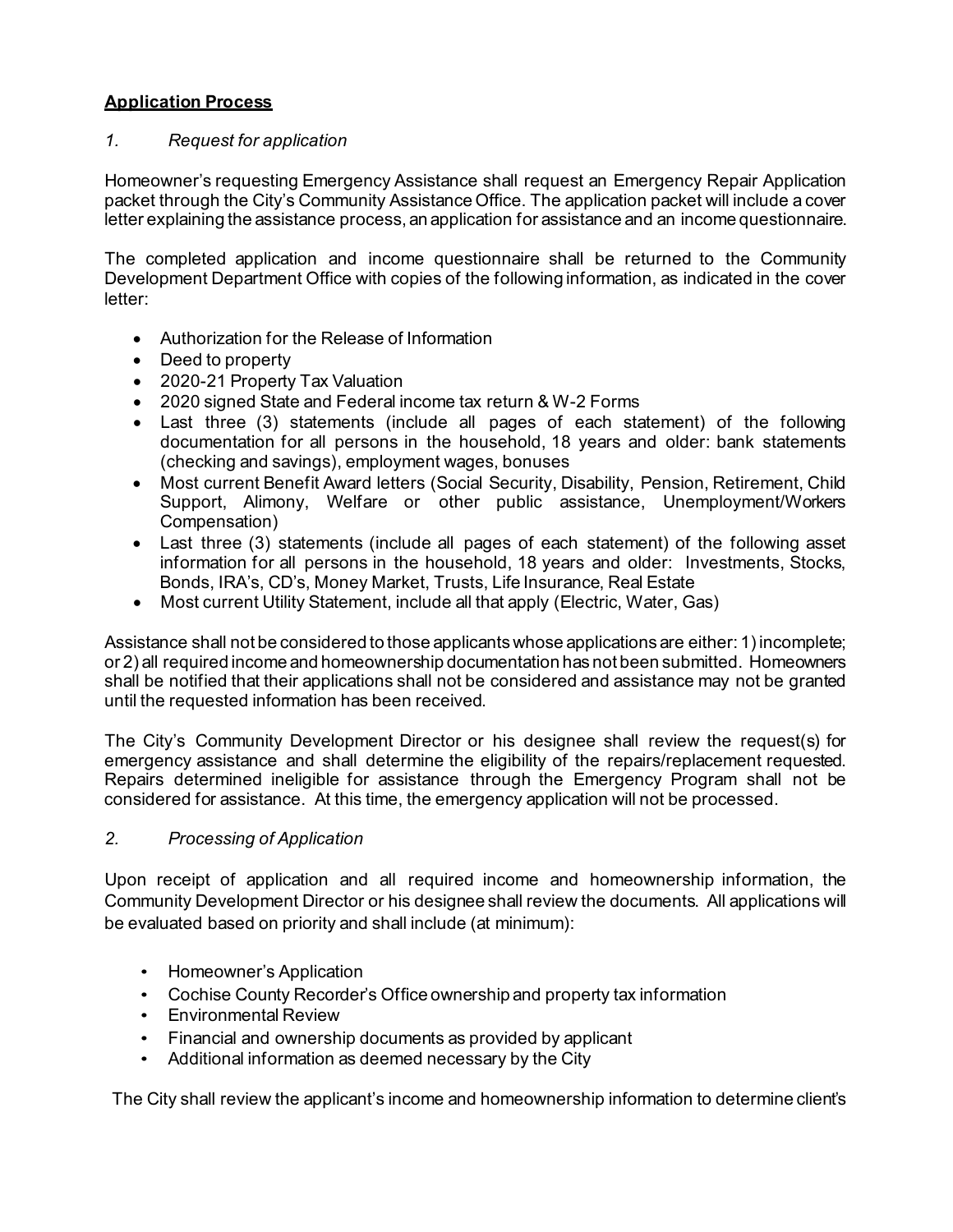**Application Process**

*1. Request for application*

Homeowner's requesting Emergency Assistance shall request an Emergency Repair Application packet through the City's Community Assistance Office. The application packet will include a cover letter explaining the assistance process, an application for assistance and an income questionnaire.

The completed application and income questionnaire shall be returned to the Community Development Department Office with copies of the following information, as indicated in the cover letter:

- Authorization for the Release of Information
- Deed to property
- 2020-21 Property Tax Valuation
- 2020 signed State and Federal income tax return & W-2 Forms
- Last three (3) statements (include all pages of each statement) of the following documentation for all persons in the household, 18 years and older: bank statements (checking and savings), employment wages, bonuses
- Most current Benefit Award letters (Social Security, Disability, Pension, Retirement, Child Support, Alimony, Welfare or other public assistance, Unemployment/Workers Compensation)
- Last three (3) statements (include all pages of each statement) of the following asset information for all persons in the household, 18 years and older: Investments, Stocks, Bonds, IRA's, CD's, Money Market, Trusts, Life Insurance, Real Estate
- Most current Utility Statement, include all that apply (Electric, Water, Gas)

Assistance shall not be considered to those applicants whose applications are either: 1) incomplete; or 2) all required income and homeownership documentation has not been submitted. Homeowners shall be notified that their applications shall not be considered and assistance may not be granted until the requested information has been received.

The City's Community Development Director or his designee shall review the request(s) for emergency assistance and shall determine the eligibility of the repairs/replacement requested. Repairs determined ineligible for assistance through the Emergency Program shall not be considered for assistance. At this time, the emergency application will not be processed.

*2. Processing of Application*

Upon receipt of application and all required income and homeownership information, the Community Development Director or his designee shall review the documents. All applications will be evaluated based on priority and shall include (at minimum):

- Homeowner's Application
- Cochise County Recorder's Office ownership and property tax information
- Environmental Review
- Financial and ownership documents as provided by applicant
- Additional information as deemed necessary by the City

The City shall review the applicant's income and homeownership information to determine client's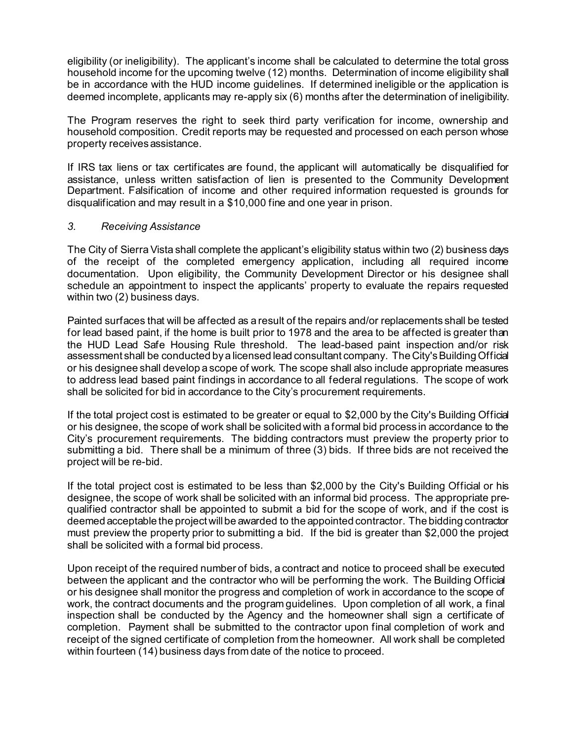eligibility (or ineligibility). The applicant's income shall be calculated to determine the total gross household income for the upcoming twelve (12) months. Determination of income eligibility shall be in accordance with the HUD income guidelines. If determined ineligible or the application is deemed incomplete, applicants may re-apply six (6) months after the determination of ineligibility.

The Program reserves the right to seek third party verification for income, ownership and household composition. Credit reports may be requested and processed on each person whose property receives assistance.

If IRS tax liens or tax certificates are found, the applicant will automatically be disqualified for assistance, unless written satisfaction of lien is presented to the Community Development Department. Falsification of income and other required information requested is grounds for disqualification and may result in a $10,000 fine and one year in prison.

*3. Receiving Assistance*

The City of Sierra Vista shall complete the applicant's eligibility status within two (2) business days of the receipt of the completed emergency application, including all required income documentation. Upon eligibility, the Community Development Director or his designee shall schedule an appointment to inspect the applicants' property to evaluate the repairs requested within two (2) business days.

Painted surfaces that will be affected as a result of the repairs and/or replacements shall be tested for lead based paint, if the home is built prior to 1978 and the area to be affected is greater than the HUD Lead Safe Housing Rule threshold. The lead-based paint inspection and/or risk assessment shall be conducted by a licensed lead consultant company. The City's Building Official or his designee shall develop a scope of work. The scope shall also include appropriate measures to address lead based paint findings in accordance to all federal regulations. The scope of work shall be solicited for bid in accordance to the City's procurement requirements.

If the total project cost is estimated to be greater or equal to $2,000 by the City's Building Official or his designee, the scope of work shall be solicited with a formal bid process in accordance to the City's procurement requirements. The bidding contractors must preview the property prior to submitting a bid. There shall be a minimum of three (3) bids. If three bids are not received the project will be re-bid.

If the total project cost is estimated to be less than $2,000 by the City's Building Official or his designee, the scope of work shall be solicited with an informal bid process. The appropriate pre-qualified contractor shall be appointed to submit a bid for the scope of work, and if the cost is deemed acceptable the project will be awarded to the appointed contractor. The bidding contractor must preview the property prior to submitting a bid. If the bid is greater than $2,000 the project shall be solicited with a formal bid process.

Upon receipt of the required number of bids, a contract and notice to proceed shall be executed between the applicant and the contractor who will be performing the work. The Building Official or his designee shall monitor the progress and completion of work in accordance to the scope of work, the contract documents and the program guidelines. Upon completion of all work, a final inspection shall be conducted by the Agency and the homeowner shall sign a certificate of completion. Payment shall be submitted to the contractor upon final completion of work and receipt of the signed certificate of completion from the homeowner. All work shall be completed within fourteen (14) business days from date of the notice to proceed.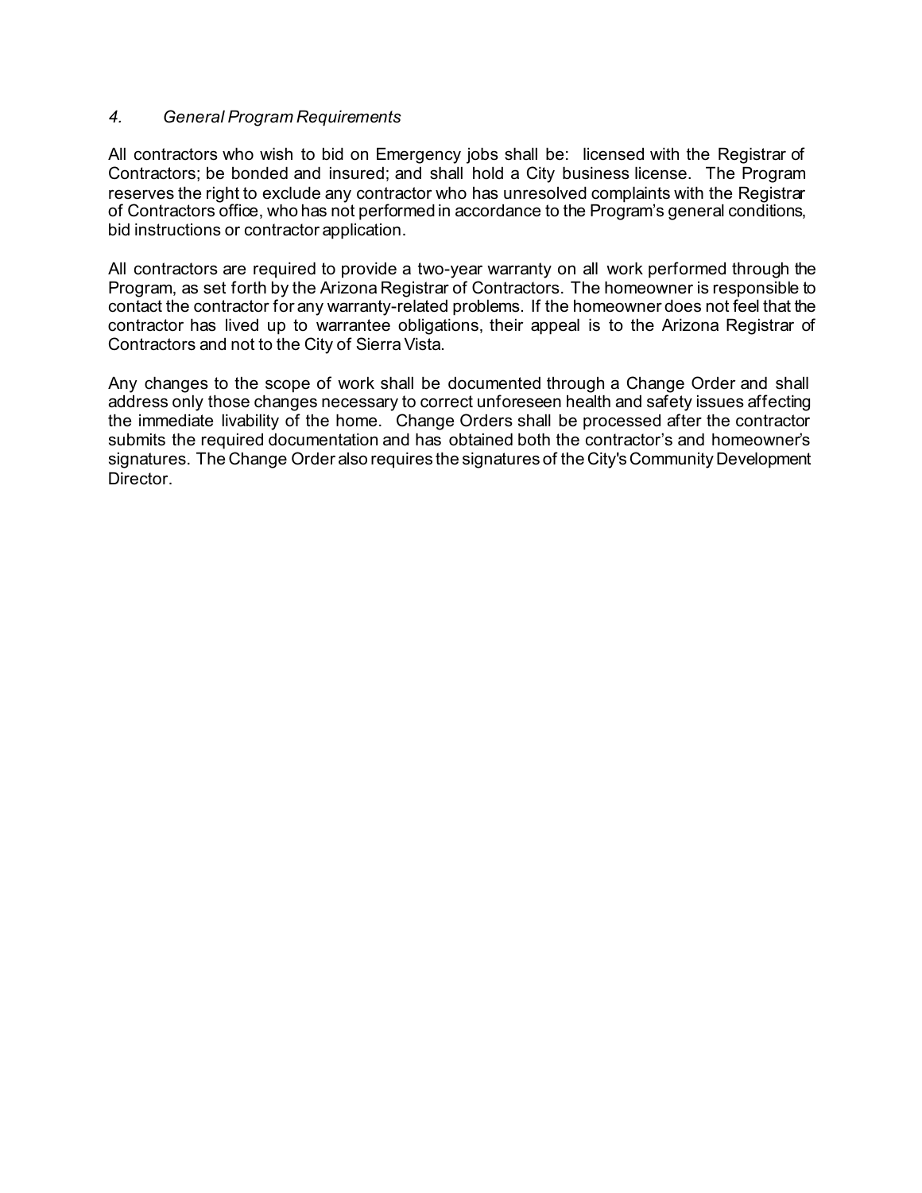### *4. General Program Requirements*

All contractors who wish to bid on Emergency jobs shall be: licensed with the Registrar of Contractors; be bonded and insured; and shall hold a City business license. The Program reserves the right to exclude any contractor who has unresolved complaints with the Registrar of Contractors office, who has not performed in accordance to the Program's general conditions, bid instructions or contractor application.

All contractors are required to provide a two-year warranty on all work performed through the Program, as set forth by the Arizona Registrar of Contractors. The homeowner is responsible to contact the contractor for any warranty-related problems. If the homeowner does not feel that the contractor has lived up to warrantee obligations, their appeal is to the Arizona Registrar of Contractors and not to the City of Sierra Vista.

Any changes to the scope of work shall be documented through a Change Order and shall address only those changes necessary to correct unforeseen health and safety issues affecting the immediate livability of the home. Change Orders shall be processed after the contractor submits the required documentation and has obtained both the contractor's and homeowner's signatures. The Change Order also requires the signatures of the City's Community Development Director.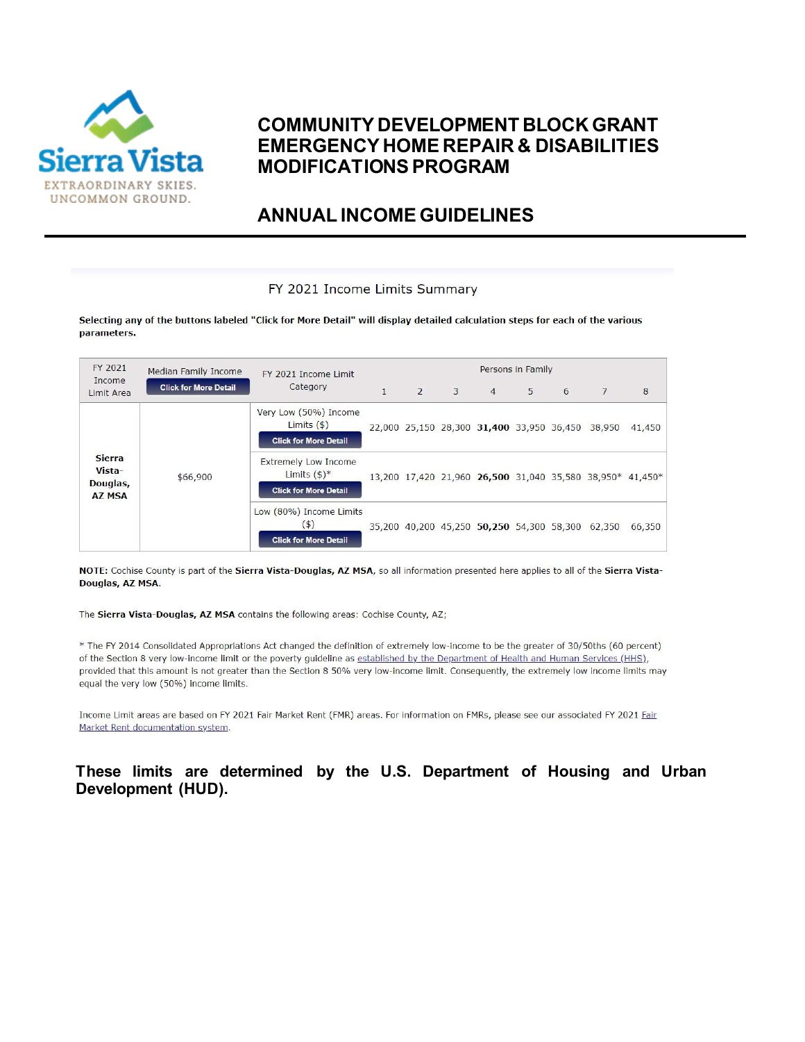Sierra Vista
EXTRAORDINARY SKIES.
UNCOMMON GROUND.

# COMMUNITY DEVELOPMENT BLOCK GRANT EMERGENCY HOME REPAIR & DISABILITIES MODIFICATIONS PROGRAM

## ANNUAL INCOME GUIDELINES

FY 2021 Income Limits Summary

**Selecting any of the buttons labeled "Click for More Detail" will display detailed calculation steps for each of the various parameters.**

| FY 2021 Income Limit Area | Median Family Income Click for More Detail | FY 2021 Income Limit Category | Persons in Family | | | | | | | |
|---|---|---|---|---|---|---|---|---|---|---|
| | | | 1 | 2 | 3 | 4 | 5 | 6 | 7 | 8 |
| **Sierra Vista-Douglas, AZ MSA** | $66,900 | Very Low (50%) Income Limits ($) Click for More Detail | 22,000 | 25,150 | 28,300 | **31,400** | 33,950 | 36,450 | 38,950 | 41,450 |
| | | Extremely Low Income Limits ($)* Click for More Detail | 13,200 | 17,420 | 21,960 | **26,500** | 31,040 | 35,580 | 38,950* | 41,450* |
| | | Low (80%) Income Limits ($) Click for More Detail | 35,200 | 40,200 | 45,250 | **50,250** | 54,300 | 58,300 | 62,350 | 66,350 |

**NOTE:** Cochise County is part of the **Sierra Vista-Douglas, AZ MSA**, so all information presented here applies to all of the **Sierra Vista-Douglas, AZ MSA**.

The **Sierra Vista-Douglas, AZ MSA** contains the following areas: Cochise County, AZ;

* The FY 2014 Consolidated Appropriations Act changed the definition of extremely low-income to be the greater of 30/50ths (60 percent) of the Section 8 very low-income limit or the poverty guideline as established by the Department of Health and Human Services (HHS), provided that this amount is not greater than the Section 8 50% very low-income limit. Consequently, the extremely low income limits may equal the very low (50%) income limits.

Income Limit areas are based on FY 2021 Fair Market Rent (FMR) areas. For information on FMRs, please see our associated FY 2021 Fair Market Rent documentation system.

**These limits are determined by the U.S. Department of Housing and Urban Development (HUD).**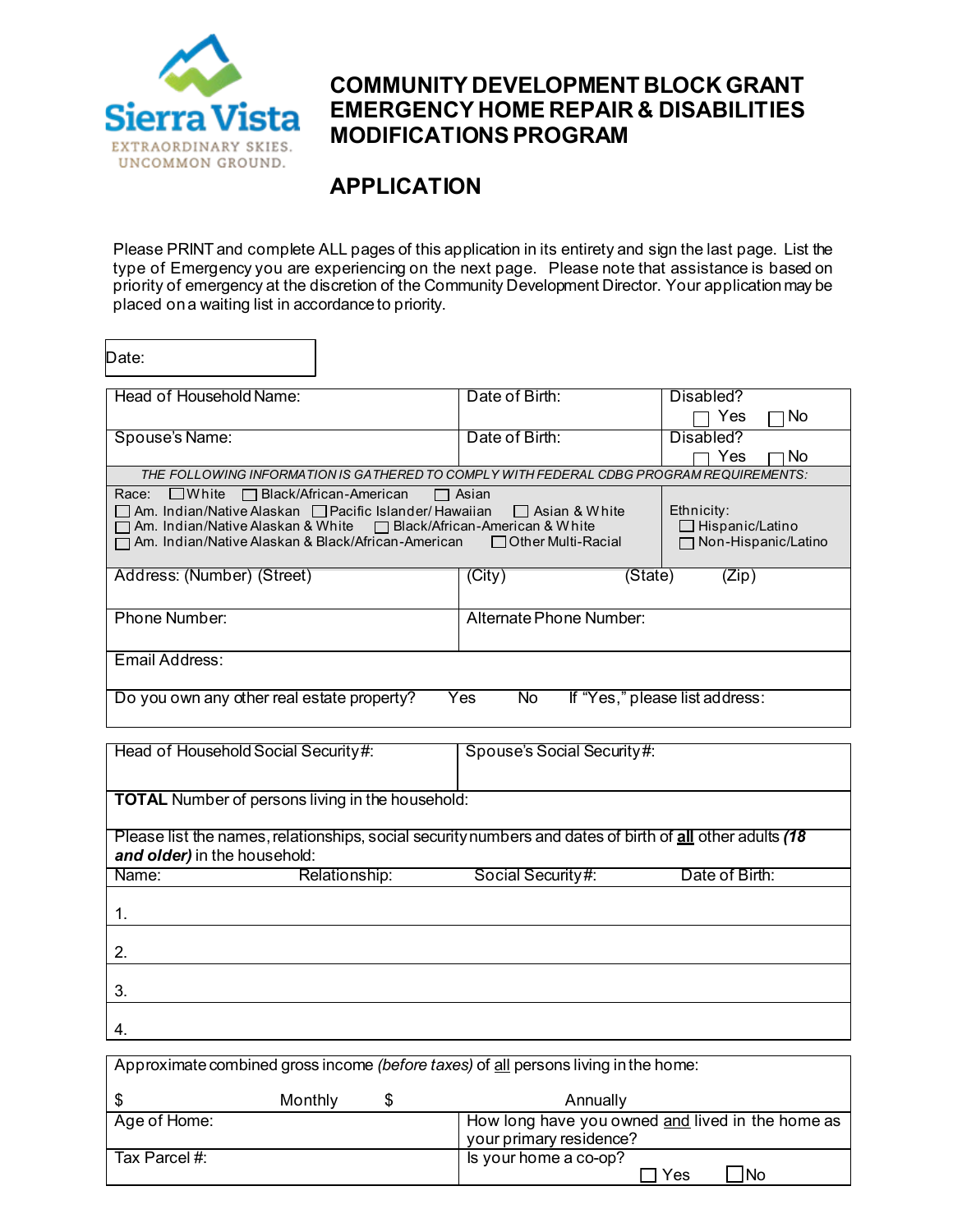Sierra Vista
EXTRAORDINARY SKIES.
UNCOMMON GROUND.

# COMMUNITY DEVELOPMENT BLOCK GRANT EMERGENCY HOME REPAIR & DISABILITIES MODIFICATIONS PROGRAM

## APPLICATION

Please PRINT and complete ALL pages of this application in its entirety and sign the last page. List the type of Emergency you are experiencing on the next page. Please note that assistance is based on priority of emergency at the discretion of the Community Development Director. Your application may be placed on a waiting list in accordance to priority.

| Date: |
|---|

| Head of Household Name: | Date of Birth: | Disabled? ☐ Yes ☐ No |
|---|---|---|
| Spouse's Name: | Date of Birth: | Disabled? ☐ Yes ☐ No |
| *THE FOLLOWING INFORMATION IS GATHERED TO COMPLY WITH FEDERAL CDBG PROGRAM REQUIREMENTS:* | | |
| Race: ☐ White ☐ Black/African-American ☐ Asian ☐ Am. Indian/Native Alaskan ☐ Pacific Islander/ Hawaiian ☐ Asian & White ☐ Am. Indian/Native Alaskan & White ☐ Black/African-American & White ☐ Am. Indian/Native Alaskan & Black/African-American ☐ Other Multi-Racial | | Ethnicity: ☐ Hispanic/Latino ☐ Non-Hispanic/Latino |
| Address: (Number) (Street) | (City) (State) (Zip) | |
| Phone Number: | Alternate Phone Number: | |
| Email Address: | | |
| Do you own any other real estate property? Yes No If "Yes," please list address: | | |

| Head of Household Social Security#: | Spouse's Social Security#: | | |
|---|---|---|---|
| **TOTAL** Number of persons living in the household: | | | |
| Please list the names, relationships, social security numbers and dates of birth of **all** other adults ***(18 and older)*** in the household: | | | |
| Name: | Relationship: | Social Security#: | Date of Birth: |
| 1. | | | |
| 2. | | | |
| 3. | | | |
| 4. | | | |

| Approximate combined gross income *(before taxes)* of all persons living in the home: $ Monthly $ Annually | |
|---|---|
| Age of Home: | How long have you owned and lived in the home as your primary residence? |
| Tax Parcel #: | Is your home a co-op? ☐ Yes ☐ No |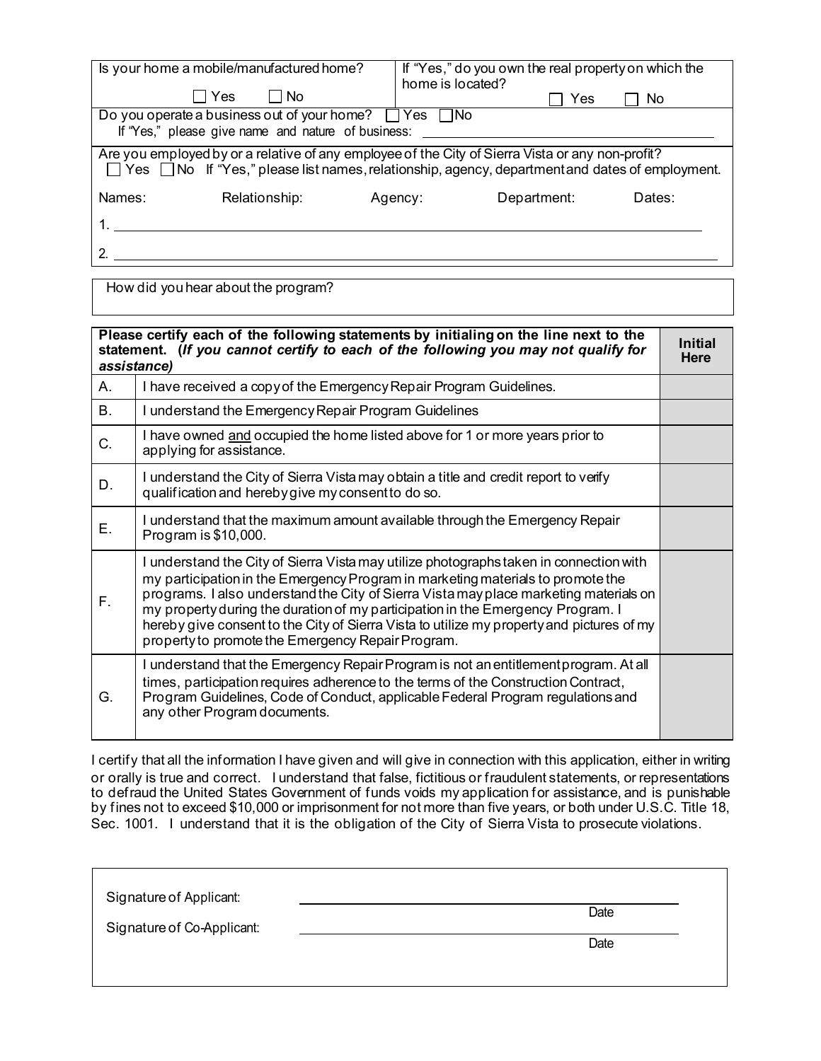| Is your home a mobile/manufactured home? ☐ Yes ☐ No | If "Yes," do you own the real property on which the home is located? ☐ Yes ☐ No |
|---|---|

Do you operate a business out of your home? ☐ Yes ☐ No
If "Yes," please give name and nature of business: ______________________________

Are you employed by or a relative of any employee of the City of Sierra Vista or any non-profit?
☐ Yes ☐ No If "Yes," please list names, relationship, agency, department and dates of employment.

| Names: | Relationship: | Agency: | Department: | Dates: |
|---|---|---|---|---|
| 1. | | | | |
| 2. | | | | |

How did you hear about the program?

| Please certify each of the following statements by initialing on the line next to the statement. (*If you cannot certify to each of the following you may not qualify for assistance*) | | Initial Here |
|---|---|---|
| A. | I have received a copy of the Emergency Repair Program Guidelines. | |
| B. | I understand the Emergency Repair Program Guidelines | |
| C. | I have owned and occupied the home listed above for 1 or more years prior to applying for assistance. | |
| D. | I understand the City of Sierra Vista may obtain a title and credit report to verify qualification and hereby give my consent to do so. | |
| E. | I understand that the maximum amount available through the Emergency Repair Program is $10,000. | |
| F. | I understand the City of Sierra Vista may utilize photographs taken in connection with my participation in the Emergency Program in marketing materials to promote the programs. I also understand the City of Sierra Vista may place marketing materials on my property during the duration of my participation in the Emergency Program. I hereby give consent to the City of Sierra Vista to utilize my property and pictures of my property to promote the Emergency Repair Program. | |
| G. | I understand that the Emergency Repair Program is not an entitlement program. At all times, participation requires adherence to the terms of the Construction Contract, Program Guidelines, Code of Conduct, applicable Federal Program regulations and any other Program documents. | |

I certify that all the information I have given and will give in connection with this application, either in writing or orally is true and correct. I understand that false, fictitious or fraudulent statements, or representations to defraud the United States Government of funds voids my application for assistance, and is punishable by fines not to exceed $10,000 or imprisonment for not more than five years, or both under U.S.C. Title 18, Sec. 1001. I understand that it is the obligation of the City of Sierra Vista to prosecute violations.

Signature of Applicant: ______________________________ Date

Signature of Co-Applicant: ______________________________ Date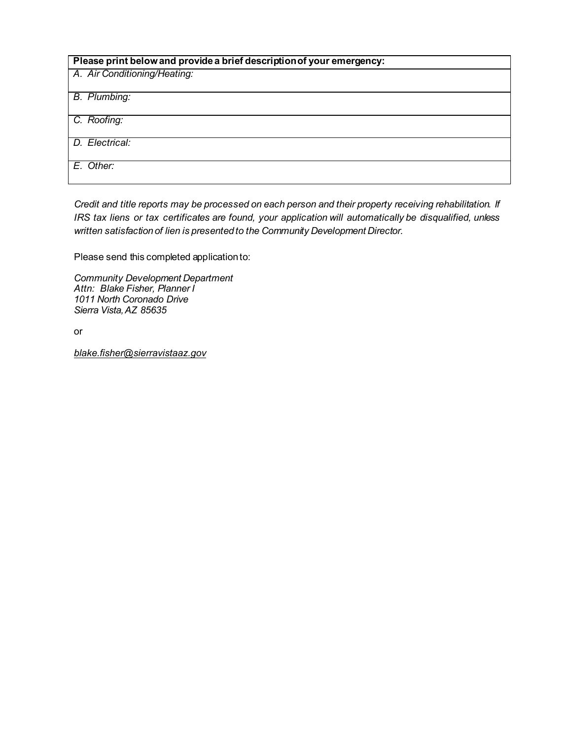| **Please print below and provide a brief description of your emergency:** |
| --- |
| *A. Air Conditioning/Heating:* |
| *B. Plumbing:* |
| *C. Roofing:* |
| *D. Electrical:* |
| *E. Other:* |

*Credit and title reports may be processed on each person and their property receiving rehabilitation. If IRS tax liens or tax certificates are found, your application will automatically be disqualified, unless written satisfaction of lien is presented to the Community Development Director.*

Please send this completed application to:

*Community Development Department*
*Attn: Blake Fisher, Planner I*
*1011 North Coronado Drive*
*Sierra Vista, AZ 85635*

or

*blake.fisher@sierravistaaz.gov*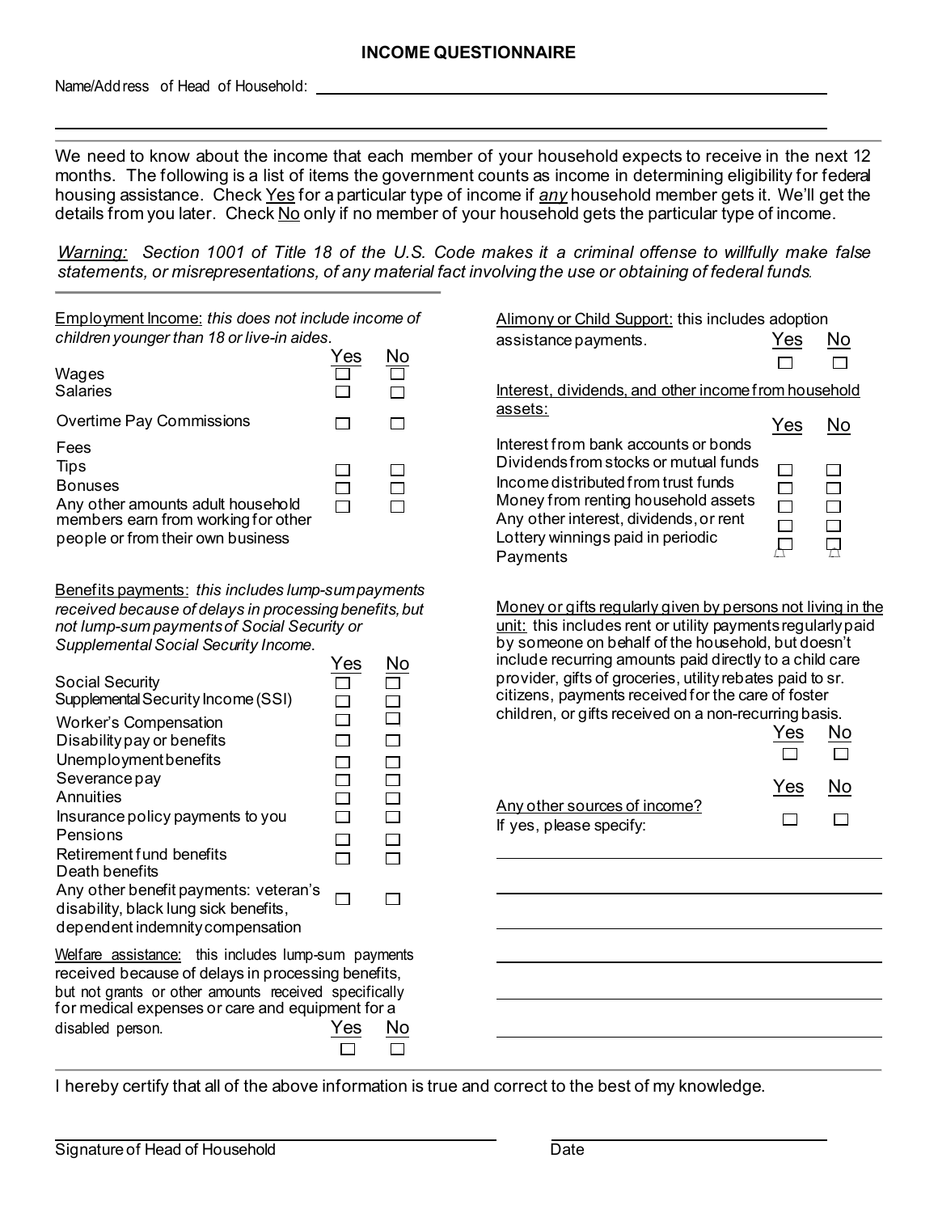# INCOME QUESTIONNAIRE

Name/Address of Head of Household: \_\_\_\_\_\_\_\_\_\_\_\_\_\_\_\_\_\_\_\_\_\_\_\_\_\_\_\_\_\_\_\_\_\_\_\_\_\_\_\_

We need to know about the income that each member of your household expects to receive in the next 12 months. The following is a list of items the government counts as income in determining eligibility for federal housing assistance. Check Yes for a particular type of income if *any* household member gets it. We'll get the details from you later. Check No only if no member of your household gets the particular type of income.

*Warning: Section 1001 of Title 18 of the U.S. Code makes it a criminal offense to willfully make false statements, or misrepresentations, of any material fact involving the use or obtaining of federal funds.*

**Employment Income:** *this does not include income of children younger than 18 or live-in aides.*

| | Yes | No |
|---|---|---|
| Wages | ☐ | ☐ |
| Salaries | ☐ | ☐ |
| Overtime Pay Commissions | ☐ | ☐ |
| Fees | | |
| Tips | ☐ | ☐ |
| Bonuses | ☐ | ☐ |
| Any other amounts adult household members earn from working for other people or from their own business | ☐ | ☐ |

**Benefits payments:** *this includes lump-sum payments received because of delays in processing benefits, but not lump-sum payments of Social Security or Supplemental Social Security Income.*

| | Yes | No |
|---|---|---|
| Social Security | ☐ | ☐ |
| Supplemental Security Income (SSI) | ☐ | ☐ |
| Worker's Compensation | ☐ | ☐ |
| Disability pay or benefits | ☐ | ☐ |
| Unemployment benefits | ☐ | ☐ |
| Severance pay | ☐ | ☐ |
| Annuities | ☐ | ☐ |
| Insurance policy payments to you | ☐ | ☐ |
| Pensions | ☐ | ☐ |
| Retirement fund benefits | ☐ | ☐ |
| Death benefits | | |
| Any other benefit payments: veteran's disability, black lung sick benefits, dependent indemnity compensation | ☐ | ☐ |

**Welfare assistance:** this includes lump-sum payments received because of delays in processing benefits, but not grants or other amounts received specifically for medical expenses or care and equipment for a disabled person.

| Yes | No |
|---|---|
| ☐ | ☐ |

**Alimony or Child Support:** this includes adoption assistance payments.

| Yes | No |
|---|---|
| ☐ | ☐ |

**Interest, dividends, and other income from household assets:**

| | Yes | No |
|---|---|---|
| Interest from bank accounts or bonds | | |
| Dividends from stocks or mutual funds | ☐ | ☐ |
| Income distributed from trust funds | ☐ | ☐ |
| Money from renting household assets | ☐ | ☐ |
| Any other interest, dividends, or rent | ☐ | ☐ |
| Lottery winnings paid in periodic Payments | ☐ | ☐ |

**Money or gifts regularly given by persons not living in the unit:** this includes rent or utility payments regularly paid by someone on behalf of the household, but doesn't include recurring amounts paid directly to a child care provider, gifts of groceries, utility rebates paid to sr. citizens, payments received for the care of foster children, or gifts received on a non-recurring basis.

| Yes | No |
|---|---|
| ☐ | ☐ |

| | Yes | No |
|---|---|---|
| Any other sources of income? If yes, please specify: | ☐ | ☐ |

\_\_\_\_\_\_\_\_\_\_\_\_\_\_\_\_\_\_\_\_\_\_\_\_\_\_\_\_\_\_\_\_\_\_\_\_\_\_\_\_

\_\_\_\_\_\_\_\_\_\_\_\_\_\_\_\_\_\_\_\_\_\_\_\_\_\_\_\_\_\_\_\_\_\_\_\_\_\_\_\_

\_\_\_\_\_\_\_\_\_\_\_\_\_\_\_\_\_\_\_\_\_\_\_\_\_\_\_\_\_\_\_\_\_\_\_\_\_\_\_\_

\_\_\_\_\_\_\_\_\_\_\_\_\_\_\_\_\_\_\_\_\_\_\_\_\_\_\_\_\_\_\_\_\_\_\_\_\_\_\_\_

\_\_\_\_\_\_\_\_\_\_\_\_\_\_\_\_\_\_\_\_\_\_\_\_\_\_\_\_\_\_\_\_\_\_\_\_\_\_\_\_

\_\_\_\_\_\_\_\_\_\_\_\_\_\_\_\_\_\_\_\_\_\_\_\_\_\_\_\_\_\_\_\_\_\_\_\_\_\_\_\_

I hereby certify that all of the above information is true and correct to the best of my knowledge.

\_\_\_\_\_\_\_\_\_\_\_\_\_\_\_\_\_\_\_\_\_\_\_\_\_\_\_\_\_\_\_\_ \_\_\_\_\_\_\_\_\_\_\_\_\_\_\_\_\_\_\_\_

Signature of Head of Household Date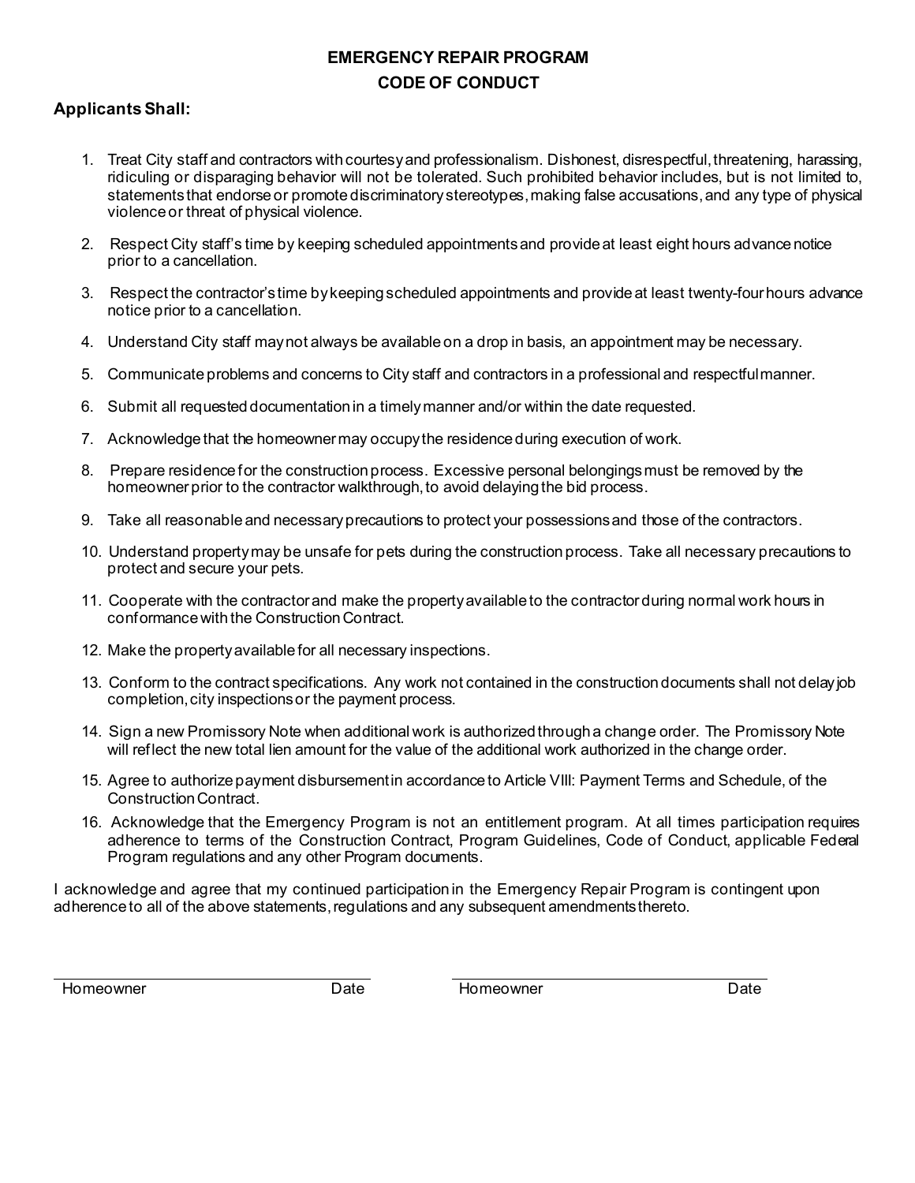# EMERGENCY REPAIR PROGRAM
## CODE OF CONDUCT

**Applicants Shall:**

1. Treat City staff and contractors with courtesy and professionalism. Dishonest, disrespectful, threatening, harassing, ridiculing or disparaging behavior will not be tolerated. Such prohibited behavior includes, but is not limited to, statements that endorse or promote discriminatory stereotypes, making false accusations, and any type of physical violence or threat of physical violence.
2. Respect City staff's time by keeping scheduled appointments and provide at least eight hours advance notice prior to a cancellation.
3. Respect the contractor's time by keeping scheduled appointments and provide at least twenty-four hours advance notice prior to a cancellation.
4. Understand City staff may not always be available on a drop in basis, an appointment may be necessary.
5. Communicate problems and concerns to City staff and contractors in a professional and respectful manner.
6. Submit all requested documentation in a timely manner and/or within the date requested.
7. Acknowledge that the homeowner may occupy the residence during execution of work.
8. Prepare residence for the construction process. Excessive personal belongings must be removed by the homeowner prior to the contractor walkthrough, to avoid delaying the bid process.
9. Take all reasonable and necessary precautions to protect your possessions and those of the contractors.
10. Understand property may be unsafe for pets during the construction process. Take all necessary precautions to protect and secure your pets.
11. Cooperate with the contractor and make the property available to the contractor during normal work hours in conformance with the Construction Contract.
12. Make the property available for all necessary inspections.
13. Conform to the contract specifications. Any work not contained in the construction documents shall not delay job completion, city inspections or the payment process.
14. Sign a new Promissory Note when additional work is authorized through a change order. The Promissory Note will reflect the new total lien amount for the value of the additional work authorized in the change order.
15. Agree to authorize payment disbursement in accordance to Article VIII: Payment Terms and Schedule, of the Construction Contract.
16. Acknowledge that the Emergency Program is not an entitlement program. At all times participation requires adherence to terms of the Construction Contract, Program Guidelines, Code of Conduct, applicable Federal Program regulations and any other Program documents.

I acknowledge and agree that my continued participation in the Emergency Repair Program is contingent upon adherence to all of the above statements, regulations and any subsequent amendments thereto.

| Homeowner | Date | Homeowner | Date |
|---|---|---|---|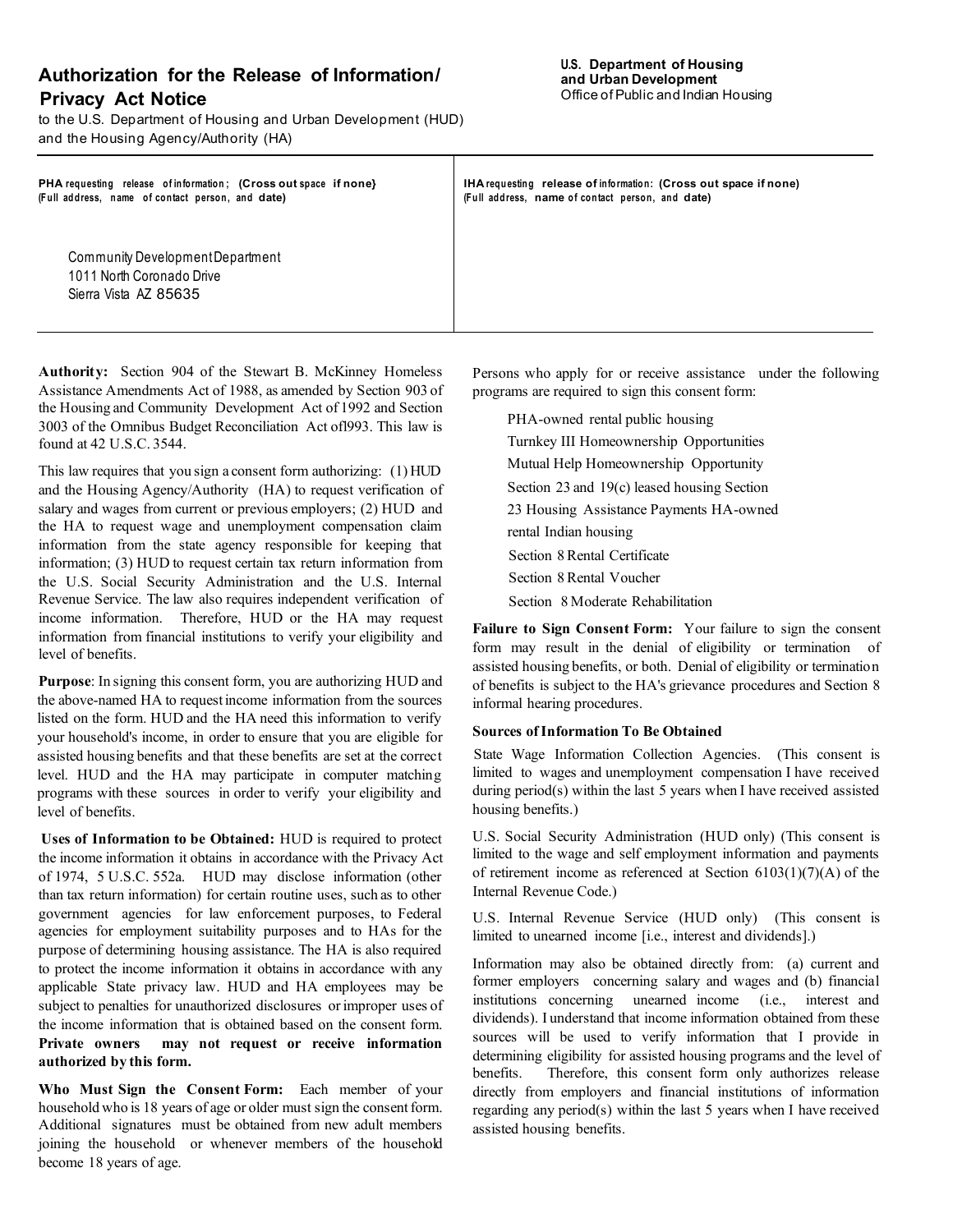# Authorization for the Release of Information/ Privacy Act Notice

to the U.S. Department of Housing and Urban Development (HUD) and the Housing Agency/Authority (HA)

**U.S. Department of Housing and Urban Development**
Office of Public and Indian Housing

| **PHA** requesting release of information; **(Cross out space if none}** (Full address, name of contact person, and **date**) | **IHA** requesting **release of** information: **(Cross out space if none)** (Full address, **name** of contact person, and **date**) |
|---|---|
| Community Development Department<br>1011 North Coronado Drive<br>Sierra Vista AZ 85635 | |

**Authority:** Section 904 of the Stewart B. McKinney Homeless Assistance Amendments Act of 1988, as amended by Section 903 of the Housing and Community Development Act of 1992 and Section 3003 of the Omnibus Budget Reconciliation Act of1993. This law is found at 42 U.S.C. 3544.

This law requires that you sign a consent form authorizing: (1) HUD and the Housing Agency/Authority (HA) to request verification of salary and wages from current or previous employers; (2) HUD and the HA to request wage and unemployment compensation claim information from the state agency responsible for keeping that information; (3) HUD to request certain tax return information from the U.S. Social Security Administration and the U.S. Internal Revenue Service. The law also requires independent verification of income information. Therefore, HUD or the HA may request information from financial institutions to verify your eligibility and level of benefits.

**Purpose**: In signing this consent form, you are authorizing HUD and the above-named HA to request income information from the sources listed on the form. HUD and the HA need this information to verify your household's income, in order to ensure that you are eligible for assisted housing benefits and that these benefits are set at the correct level. HUD and the HA may participate in computer matching programs with these sources in order to verify your eligibility and level of benefits.

**Uses of Information to be Obtained:** HUD is required to protect the income information it obtains in accordance with the Privacy Act of 1974, 5 U.S.C. 552a. HUD may disclose information (other than tax return information) for certain routine uses, such as to other government agencies for law enforcement purposes, to Federal agencies for employment suitability purposes and to HAs for the purpose of determining housing assistance. The HA is also required to protect the income information it obtains in accordance with any applicable State privacy law. HUD and HA employees may be subject to penalties for unauthorized disclosures or improper uses of the income information that is obtained based on the consent form. **Private owners may not request or receive information authorized by this form.**

**Who Must Sign the Consent Form:** Each member of your household who is 18 years of age or older must sign the consent form. Additional signatures must be obtained from new adult members joining the household or whenever members of the household become 18 years of age.

Persons who apply for or receive assistance under the following programs are required to sign this consent form:

- PHA-owned rental public housing
- Turnkey III Homeownership Opportunities
- Mutual Help Homeownership Opportunity
- Section 23 and 19(c) leased housing Section
- 23 Housing Assistance Payments HA-owned
- rental Indian housing
- Section 8 Rental Certificate
- Section 8 Rental Voucher
- Section 8 Moderate Rehabilitation

**Failure to Sign Consent Form:** Your failure to sign the consent form may result in the denial of eligibility or termination of assisted housing benefits, or both. Denial of eligibility or termination of benefits is subject to the HA's grievance procedures and Section 8 informal hearing procedures.

**Sources of Information To Be Obtained**

State Wage Information Collection Agencies. (This consent is limited to wages and unemployment compensation I have received during period(s) within the last 5 years when I have received assisted housing benefits.)

U.S. Social Security Administration (HUD only) (This consent is limited to the wage and self employment information and payments of retirement income as referenced at Section 6103(1)(7)(A) of the Internal Revenue Code.)

U.S. Internal Revenue Service (HUD only) (This consent is limited to unearned income [i.e., interest and dividends].)

Information may also be obtained directly from: (a) current and former employers concerning salary and wages and (b) financial institutions concerning unearned income (i.e., interest and dividends). I understand that income information obtained from these sources will be used to verify information that I provide in determining eligibility for assisted housing programs and the level of benefits. Therefore, this consent form only authorizes release directly from employers and financial institutions of information regarding any period(s) within the last 5 years when I have received assisted housing benefits.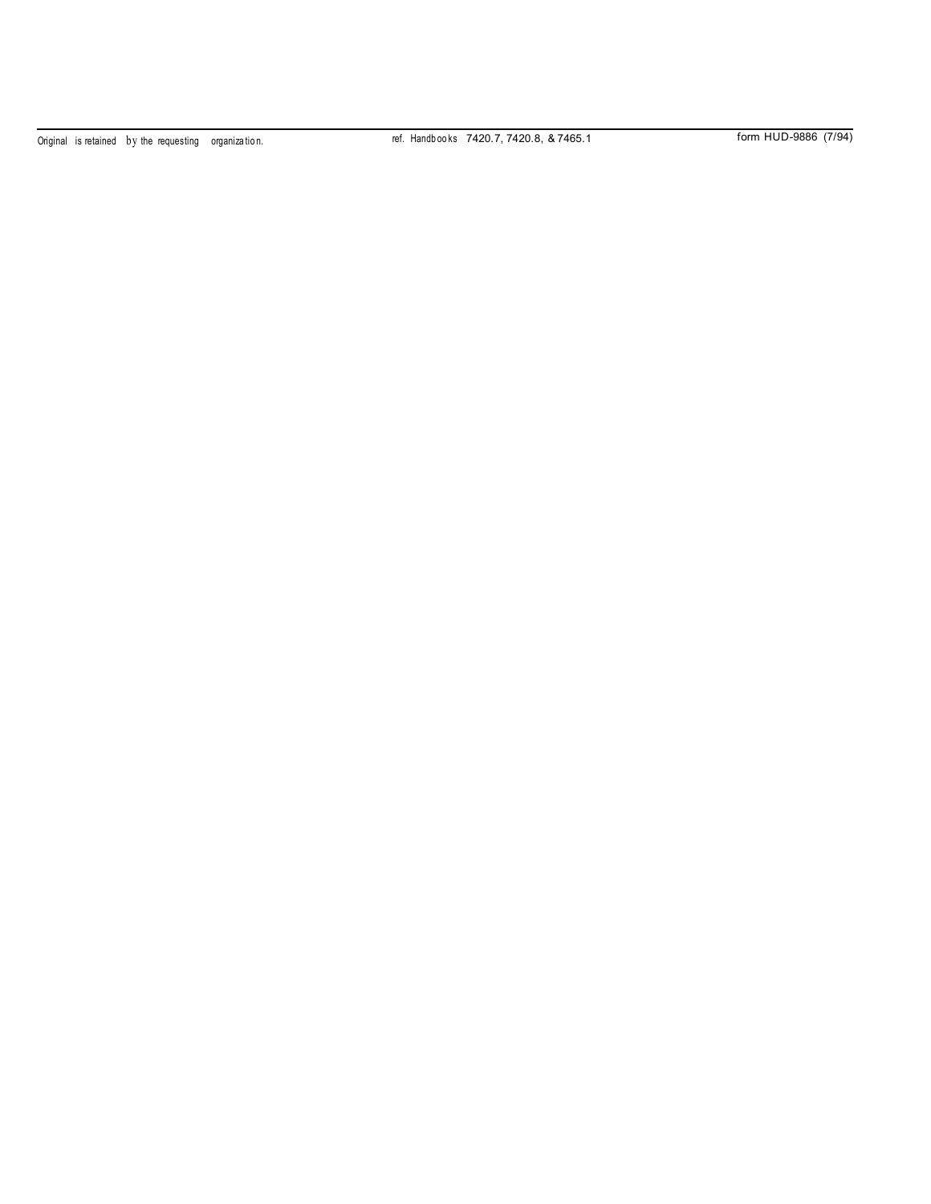Original is retained by the requesting organization. ref. Handbooks 7420.7, 7420.8, & 7465.1 form HUD-9886 (7/94)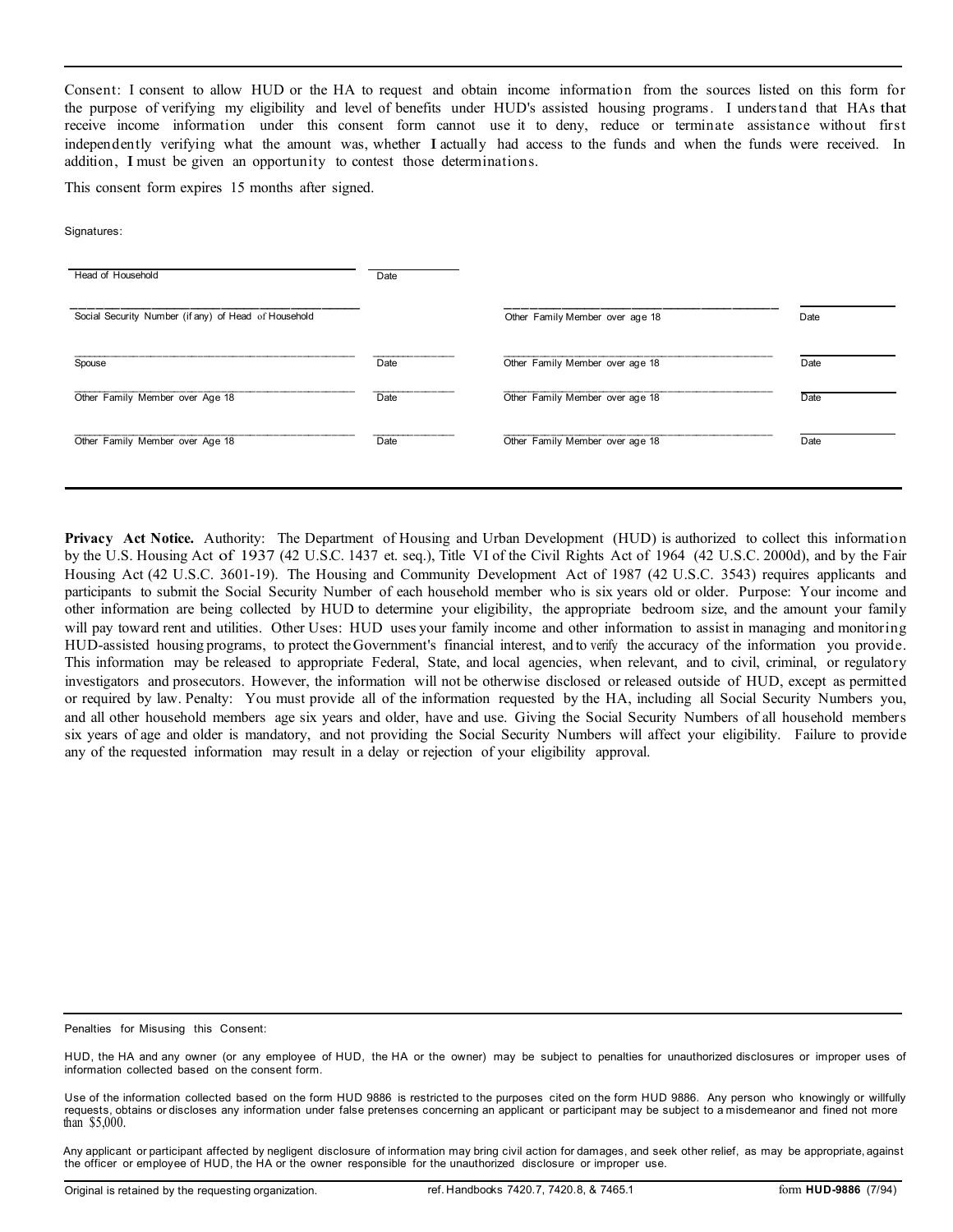Consent: I consent to allow HUD or the HA to request and obtain income information from the sources listed on this form for the purpose of verifying my eligibility and level of benefits under HUD's assisted housing programs. I understand that HAs that receive income information under this consent form cannot use it to deny, reduce or terminate assistance without first independently verifying what the amount was, whether I actually had access to the funds and when the funds were received. In addition, I must be given an opportunity to contest those determinations.

This consent form expires 15 months after signed.

Signatures:

| | | | |
|---|---|---|---|
| Head of Household | Date | | |
| Social Security Number (if any) of Head of Household | | Other Family Member over age 18 | Date |
| Spouse | Date | Other Family Member over age 18 | Date |
| Other Family Member over Age 18 | Date | Other Family Member over age 18 | Date |
| Other Family Member over Age 18 | Date | Other Family Member over age 18 | Date |

**Privacy Act Notice.** Authority: The Department of Housing and Urban Development (HUD) is authorized to collect this information by the U.S. Housing Act of 1937 (42 U.S.C. 1437 et. seq.), Title VI of the Civil Rights Act of 1964 (42 U.S.C. 2000d), and by the Fair Housing Act (42 U.S.C. 3601-19). The Housing and Community Development Act of 1987 (42 U.S.C. 3543) requires applicants and participants to submit the Social Security Number of each household member who is six years old or older. Purpose: Your income and other information are being collected by HUD to determine your eligibility, the appropriate bedroom size, and the amount your family will pay toward rent and utilities. Other Uses: HUD uses your family income and other information to assist in managing and monitoring HUD-assisted housing programs, to protect the Government's financial interest, and to verify the accuracy of the information you provide. This information may be released to appropriate Federal, State, and local agencies, when relevant, and to civil, criminal, or regulatory investigators and prosecutors. However, the information will not be otherwise disclosed or released outside of HUD, except as permitted or required by law. Penalty: You must provide all of the information requested by the HA, including all Social Security Numbers you, and all other household members age six years and older, have and use. Giving the Social Security Numbers of all household members six years of age and older is mandatory, and not providing the Social Security Numbers will affect your eligibility. Failure to provide any of the requested information may result in a delay or rejection of your eligibility approval.

Penalties for Misusing this Consent:

HUD, the HA and any owner (or any employee of HUD, the HA or the owner) may be subject to penalties for unauthorized disclosures or improper uses of information collected based on the consent form.

Use of the information collected based on the form HUD 9886 is restricted to the purposes cited on the form HUD 9886. Any person who knowingly or willfully requests, obtains or discloses any information under false pretenses concerning an applicant or participant may be subject to a misdemeanor and fined not more than $5,000.

Any applicant or participant affected by negligent disclosure of information may bring civil action for damages, and seek other relief, as may be appropriate, against the officer or employee of HUD, the HA or the owner responsible for the unauthorized disclosure or improper use.

Original is retained by the requesting organization. ref. Handbooks 7420.7, 7420.8, & 7465.1 form **HUD-9886** (7/94)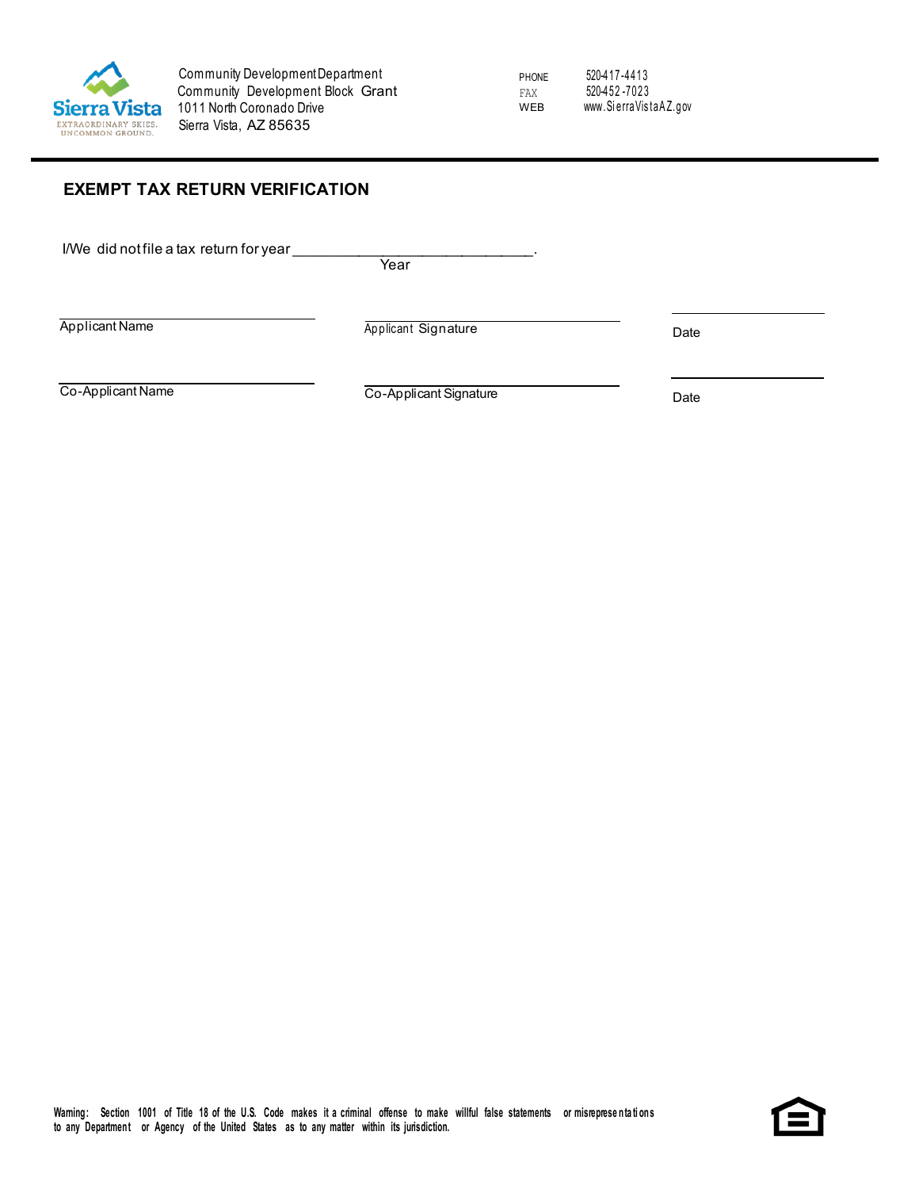Community Development Department
Community Development Block Grant
1011 North Coronado Drive
Sierra Vista, AZ 85635

PHONE 520-417-4413
FAX 520-452-7023
WEB www.SierraVistaAZ.gov

## EXEMPT TAX RETURN VERIFICATION

I/We did not file a tax return for year ____________________________.
Year

| | | |
|---|---|---|
| ____________________ | ____________________ | ____________________ |
| Applicant Name | Applicant Signature | Date |
| ____________________ | ____________________ | ____________________ |
| Co-Applicant Name | Co-Applicant Signature | Date |

Warning: Section 1001 of Title 18 of the U.S. Code makes it a criminal offense to make willful false statements or misrepresentations to any Department or Agency of the United States as to any matter within its jurisdiction.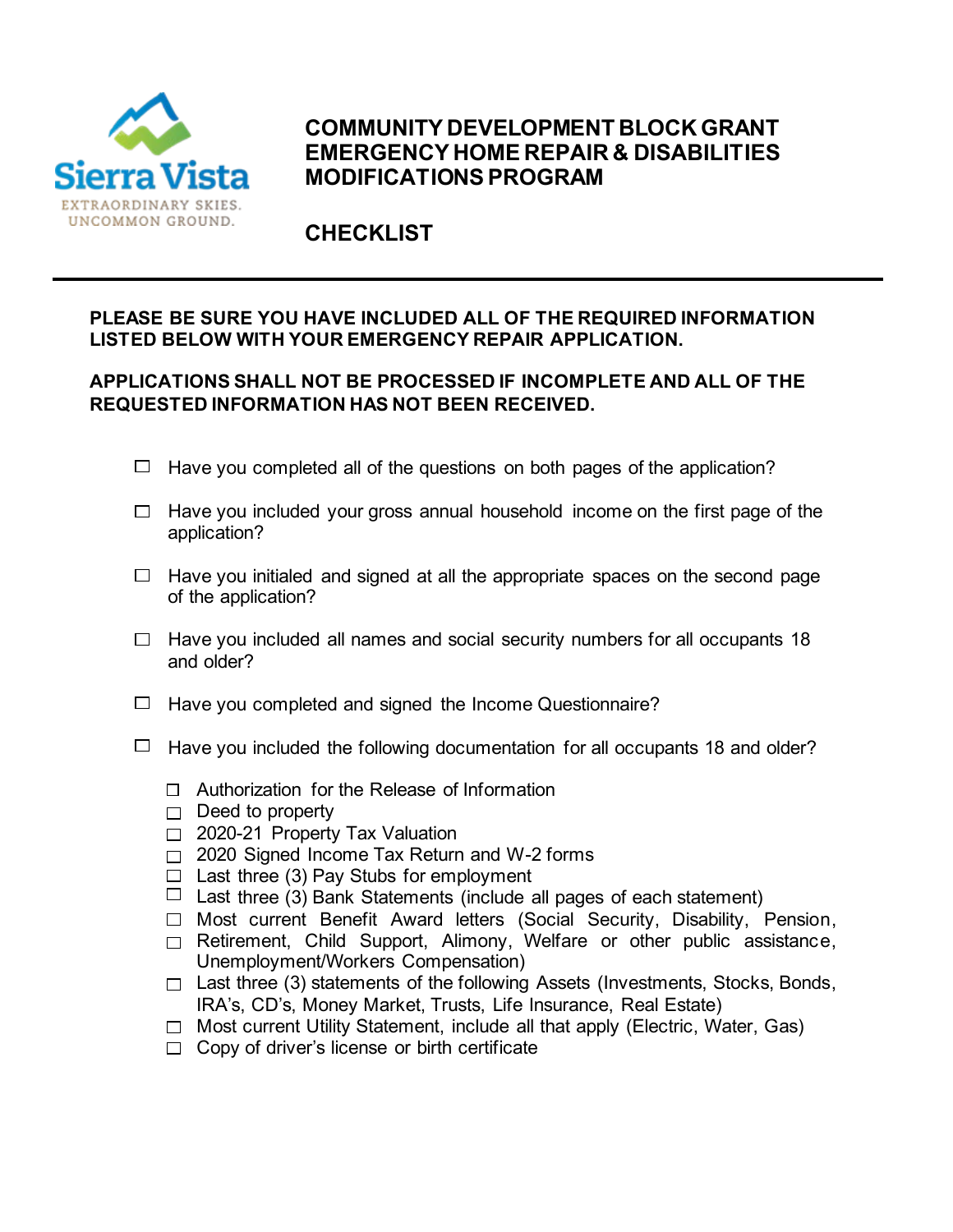Sierra Vista
EXTRAORDINARY SKIES.
UNCOMMON GROUND.

# COMMUNITY DEVELOPMENT BLOCK GRANT EMERGENCY HOME REPAIR & DISABILITIES MODIFICATIONS PROGRAM

# CHECKLIST

**PLEASE BE SURE YOU HAVE INCLUDED ALL OF THE REQUIRED INFORMATION LISTED BELOW WITH YOUR EMERGENCY REPAIR APPLICATION.**

**APPLICATIONS SHALL NOT BE PROCESSED IF INCOMPLETE AND ALL OF THE REQUESTED INFORMATION HAS NOT BEEN RECEIVED.**

- ☐ Have you completed all of the questions on both pages of the application?
- ☐ Have you included your gross annual household income on the first page of the application?
- ☐ Have you initialed and signed at all the appropriate spaces on the second page of the application?
- ☐ Have you included all names and social security numbers for all occupants 18 and older?
- ☐ Have you completed and signed the Income Questionnaire?
- ☐ Have you included the following documentation for all occupants 18 and older?
  - ☐ Authorization for the Release of Information
  - ☐ Deed to property
  - ☐ 2020-21 Property Tax Valuation
  - ☐ 2020 Signed Income Tax Return and W-2 forms
  - ☐ Last three (3) Pay Stubs for employment
  - ☐ Last three (3) Bank Statements (include all pages of each statement)
  - ☐ Most current Benefit Award letters (Social Security, Disability, Pension,
  - ☐ Retirement, Child Support, Alimony, Welfare or other public assistance, Unemployment/Workers Compensation)
  - ☐ Last three (3) statements of the following Assets (Investments, Stocks, Bonds, IRA's, CD's, Money Market, Trusts, Life Insurance, Real Estate)
  - ☐ Most current Utility Statement, include all that apply (Electric, Water, Gas)
  - ☐ Copy of driver's license or birth certificate